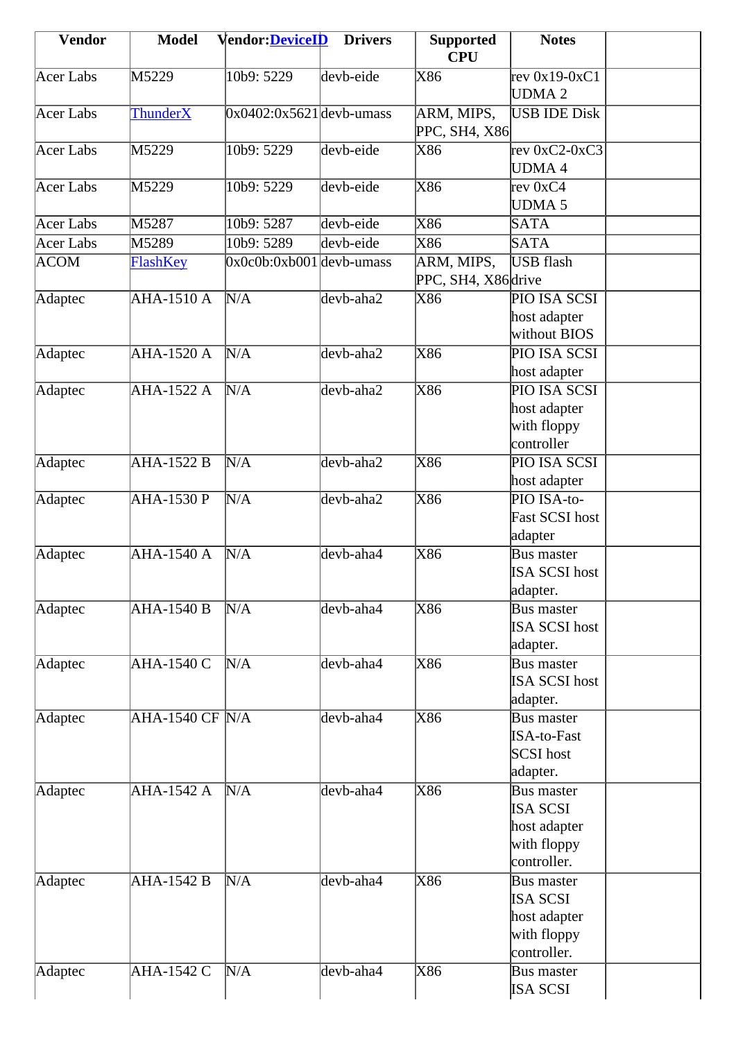| Vendor | Model | Vendor:DeviceID | Drivers | Supported CPU | Notes | |
|---|---|---|---|---|---|---|
| Acer Labs | M5229 | 10b9: 5229 | devb-eide | X86 | rev 0x19-0xC1 UDMA 2 | |
| Acer Labs | ThunderX | 0x0402:0x5621 | devb-umass | ARM, MIPS, PPC, SH4, X86 | USB IDE Disk | |
| Acer Labs | M5229 | 10b9: 5229 | devb-eide | X86 | rev 0xC2-0xC3 UDMA 4 | |
| Acer Labs | M5229 | 10b9: 5229 | devb-eide | X86 | rev 0xC4 UDMA 5 | |
| Acer Labs | M5287 | 10b9: 5287 | devb-eide | X86 | SATA | |
| Acer Labs | M5289 | 10b9: 5289 | devb-eide | X86 | SATA | |
| ACOM | FlashKey | 0x0c0b:0xb001 | devb-umass | ARM, MIPS, PPC, SH4, X86 | USB flash drive | |
| Adaptec | AHA-1510 A | N/A | devb-aha2 | X86 | PIO ISA SCSI host adapter without BIOS | |
| Adaptec | AHA-1520 A | N/A | devb-aha2 | X86 | PIO ISA SCSI host adapter | |
| Adaptec | AHA-1522 A | N/A | devb-aha2 | X86 | PIO ISA SCSI host adapter with floppy controller | |
| Adaptec | AHA-1522 B | N/A | devb-aha2 | X86 | PIO ISA SCSI host adapter | |
| Adaptec | AHA-1530 P | N/A | devb-aha2 | X86 | PIO ISA-to-Fast SCSI host adapter | |
| Adaptec | AHA-1540 A | N/A | devb-aha4 | X86 | Bus master ISA SCSI host adapter. | |
| Adaptec | AHA-1540 B | N/A | devb-aha4 | X86 | Bus master ISA SCSI host adapter. | |
| Adaptec | AHA-1540 C | N/A | devb-aha4 | X86 | Bus master ISA SCSI host adapter. | |
| Adaptec | AHA-1540 CF | N/A | devb-aha4 | X86 | Bus master ISA-to-Fast SCSI host adapter. | |
| Adaptec | AHA-1542 A | N/A | devb-aha4 | X86 | Bus master ISA SCSI host adapter with floppy controller. | |
| Adaptec | AHA-1542 B | N/A | devb-aha4 | X86 | Bus master ISA SCSI host adapter with floppy controller. | |
| Adaptec | AHA-1542 C | N/A | devb-aha4 | X86 | Bus master ISA SCSI | |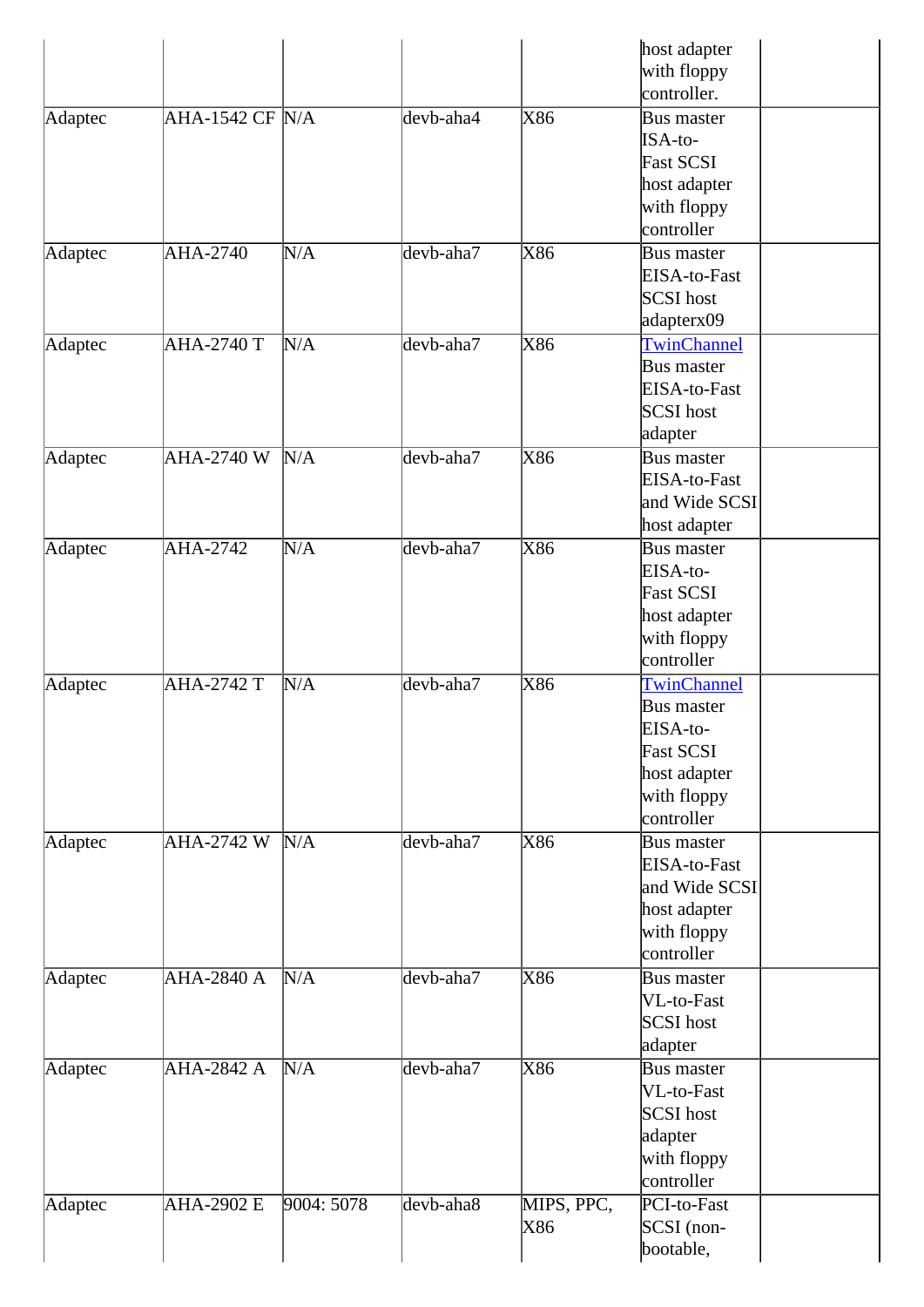| | | | | | | |
|---|---|---|---|---|---|---|
| | | | | | host adapter with floppy controller. | |
| Adaptec | AHA-1542 CF | N/A | devb-aha4 | X86 | Bus master ISA-to-Fast SCSI host adapter with floppy controller | |
| Adaptec | AHA-2740 | N/A | devb-aha7 | X86 | Bus master EISA-to-Fast SCSI host adapterx09 | |
| Adaptec | AHA-2740 T | N/A | devb-aha7 | X86 | TwinChannel Bus master EISA-to-Fast SCSI host adapter | |
| Adaptec | AHA-2740 W | N/A | devb-aha7 | X86 | Bus master EISA-to-Fast and Wide SCSI host adapter | |
| Adaptec | AHA-2742 | N/A | devb-aha7 | X86 | Bus master EISA-to-Fast SCSI host adapter with floppy controller | |
| Adaptec | AHA-2742 T | N/A | devb-aha7 | X86 | TwinChannel Bus master EISA-to-Fast SCSI host adapter with floppy controller | |
| Adaptec | AHA-2742 W | N/A | devb-aha7 | X86 | Bus master EISA-to-Fast and Wide SCSI host adapter with floppy controller | |
| Adaptec | AHA-2840 A | N/A | devb-aha7 | X86 | Bus master VL-to-Fast SCSI host adapter | |
| Adaptec | AHA-2842 A | N/A | devb-aha7 | X86 | Bus master VL-to-Fast SCSI host adapter with floppy controller | |
| Adaptec | AHA-2902 E | 9004: 5078 | devb-aha8 | MIPS, PPC, X86 | PCI-to-Fast SCSI (non-bootable, | |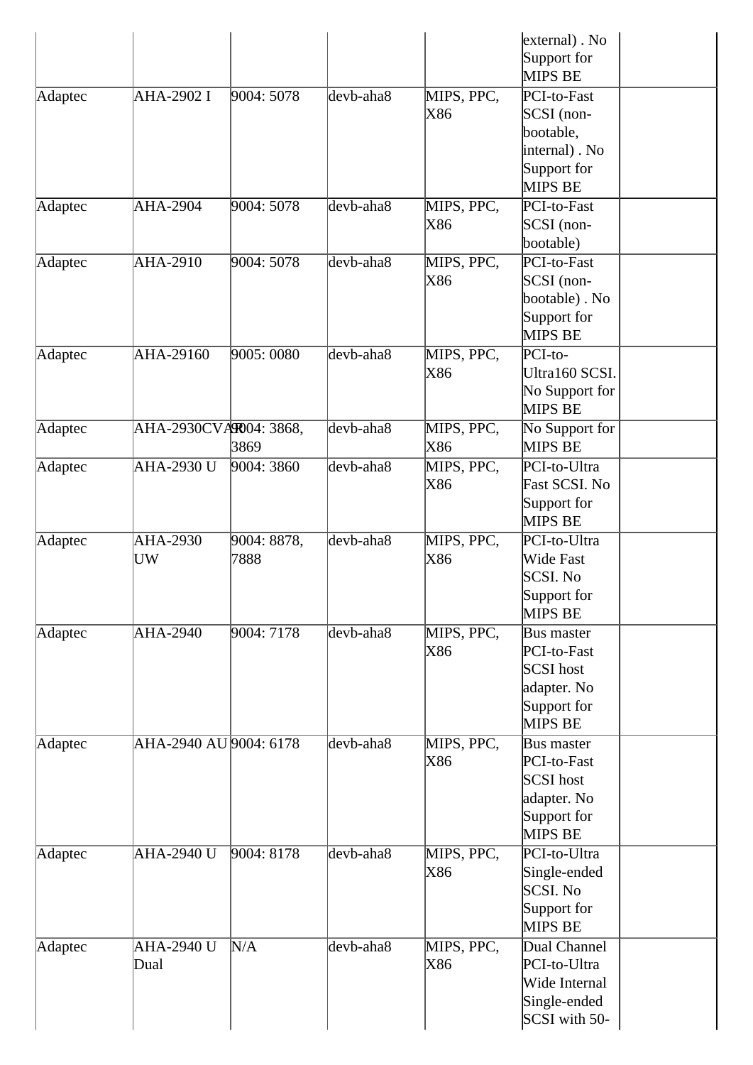| | | | | | | |
|---|---|---|---|---|---|---|
| | | | | | external) . No Support for MIPS BE | |
| Adaptec | AHA-2902 I | 9004: 5078 | devb-aha8 | MIPS, PPC, X86 | PCI-to-Fast SCSI (non-bootable, internal) . No Support for MIPS BE | |
| Adaptec | AHA-2904 | 9004: 5078 | devb-aha8 | MIPS, PPC, X86 | PCI-to-Fast SCSI (non-bootable) | |
| Adaptec | AHA-2910 | 9004: 5078 | devb-aha8 | MIPS, PPC, X86 | PCI-to-Fast SCSI (non-bootable) . No Support for MIPS BE | |
| Adaptec | AHA-29160 | 9005: 0080 | devb-aha8 | MIPS, PPC, X86 | PCI-to-Ultra160 SCSI. No Support for MIPS BE | |
| Adaptec | AHA-2930CVAR | 9004: 3868, 3869 | devb-aha8 | MIPS, PPC, X86 | No Support for MIPS BE | |
| Adaptec | AHA-2930 U | 9004: 3860 | devb-aha8 | MIPS, PPC, X86 | PCI-to-Ultra Fast SCSI. No Support for MIPS BE | |
| Adaptec | AHA-2930 UW | 9004: 8878, 7888 | devb-aha8 | MIPS, PPC, X86 | PCI-to-Ultra Wide Fast SCSI. No Support for MIPS BE | |
| Adaptec | AHA-2940 | 9004: 7178 | devb-aha8 | MIPS, PPC, X86 | Bus master PCI-to-Fast SCSI host adapter. No Support for MIPS BE | |
| Adaptec | AHA-2940 AU | 9004: 6178 | devb-aha8 | MIPS, PPC, X86 | Bus master PCI-to-Fast SCSI host adapter. No Support for MIPS BE | |
| Adaptec | AHA-2940 U | 9004: 8178 | devb-aha8 | MIPS, PPC, X86 | PCI-to-Ultra Single-ended SCSI. No Support for MIPS BE | |
| Adaptec | AHA-2940 U Dual | N/A | devb-aha8 | MIPS, PPC, X86 | Dual Channel PCI-to-Ultra Wide Internal Single-ended SCSI with 50- | |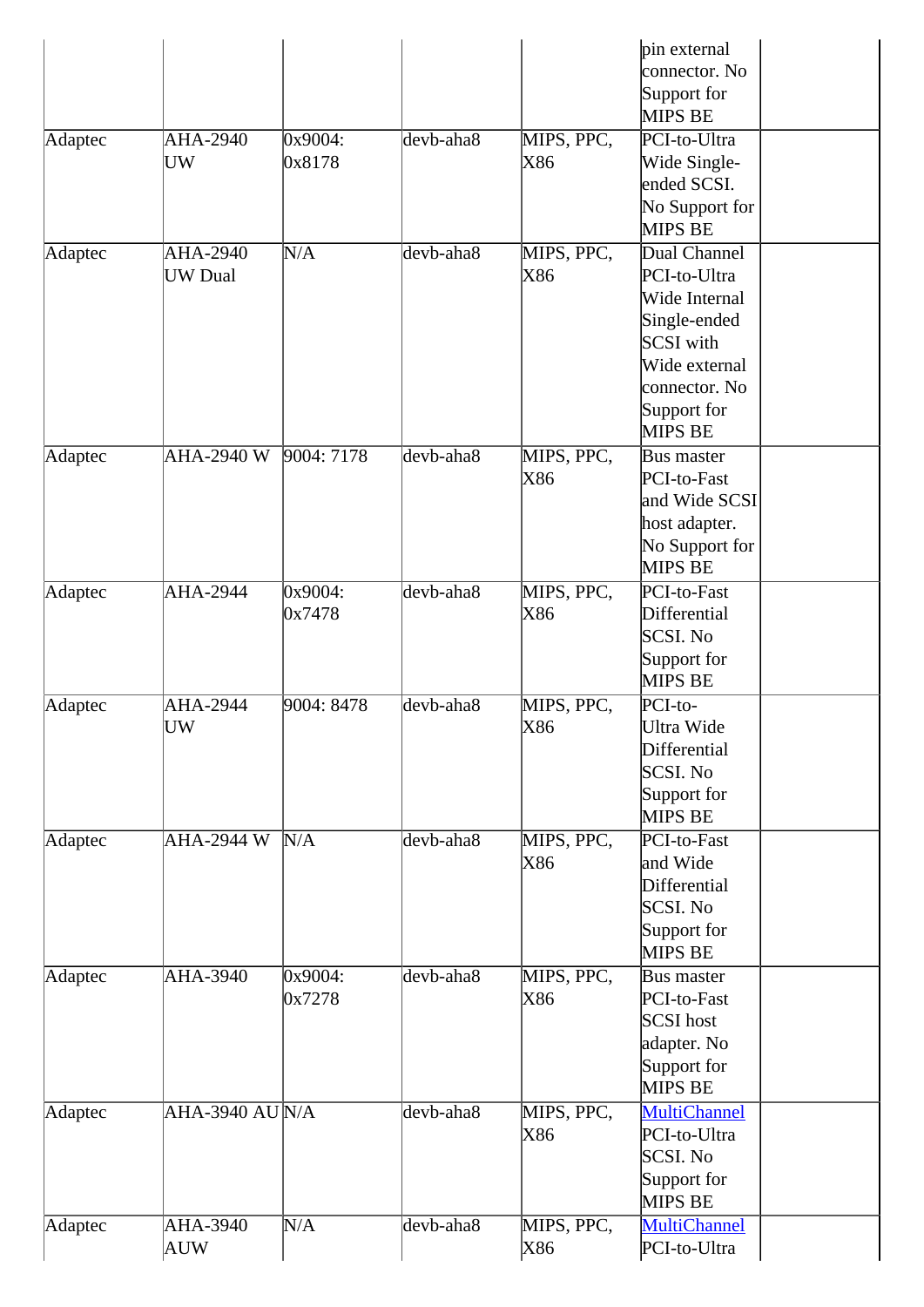| | | | | | | |
|---|---|---|---|---|---|---|
| | | | | | pin external connector. No Support for MIPS BE | |
| Adaptec | AHA-2940 UW | 0x9004: 0x8178 | devb-aha8 | MIPS, PPC, X86 | PCI-to-Ultra Wide Single-ended SCSI. No Support for MIPS BE | |
| Adaptec | AHA-2940 UW Dual | N/A | devb-aha8 | MIPS, PPC, X86 | Dual Channel PCI-to-Ultra Wide Internal Single-ended SCSI with Wide external connector. No Support for MIPS BE | |
| Adaptec | AHA-2940 W | 9004: 7178 | devb-aha8 | MIPS, PPC, X86 | Bus master PCI-to-Fast and Wide SCSI host adapter. No Support for MIPS BE | |
| Adaptec | AHA-2944 | 0x9004: 0x7478 | devb-aha8 | MIPS, PPC, X86 | PCI-to-Fast Differential SCSI. No Support for MIPS BE | |
| Adaptec | AHA-2944 UW | 9004: 8478 | devb-aha8 | MIPS, PPC, X86 | PCI-to-Ultra Wide Differential SCSI. No Support for MIPS BE | |
| Adaptec | AHA-2944 W | N/A | devb-aha8 | MIPS, PPC, X86 | PCI-to-Fast and Wide Differential SCSI. No Support for MIPS BE | |
| Adaptec | AHA-3940 | 0x9004: 0x7278 | devb-aha8 | MIPS, PPC, X86 | Bus master PCI-to-Fast SCSI host adapter. No Support for MIPS BE | |
| Adaptec | AHA-3940 AU | N/A | devb-aha8 | MIPS, PPC, X86 | MultiChannel PCI-to-Ultra SCSI. No Support for MIPS BE | |
| Adaptec | AHA-3940 AUW | N/A | devb-aha8 | MIPS, PPC, X86 | MultiChannel PCI-to-Ultra | |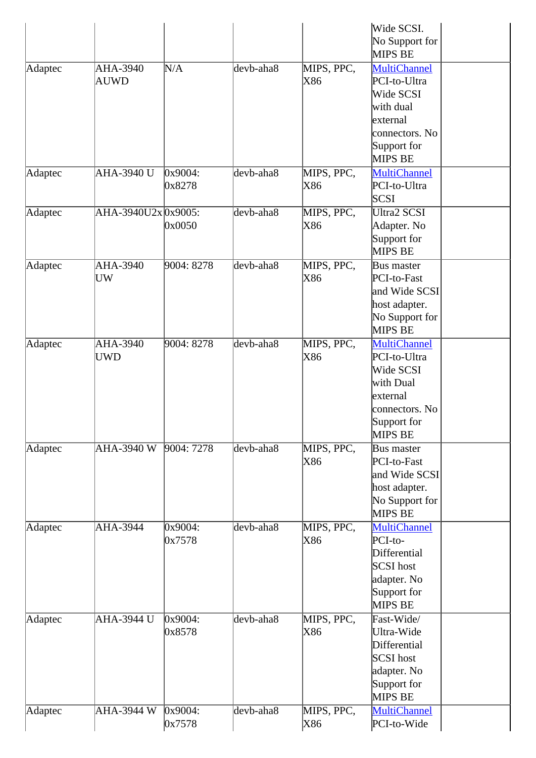| | | | | | | |
|---|---|---|---|---|---|---|
| | | | | | Wide SCSI. No Support for MIPS BE | |
| Adaptec | AHA-3940 AUWD | N/A | devb-aha8 | MIPS, PPC, X86 | MultiChannel PCI-to-Ultra Wide SCSI with dual external connectors. No Support for MIPS BE | |
| Adaptec | AHA-3940 U | 0x9004: 0x8278 | devb-aha8 | MIPS, PPC, X86 | MultiChannel PCI-to-Ultra SCSI | |
| Adaptec | AHA-3940U2x | 0x9005: 0x0050 | devb-aha8 | MIPS, PPC, X86 | Ultra2 SCSI Adapter. No Support for MIPS BE | |
| Adaptec | AHA-3940 UW | 9004: 8278 | devb-aha8 | MIPS, PPC, X86 | Bus master PCI-to-Fast and Wide SCSI host adapter. No Support for MIPS BE | |
| Adaptec | AHA-3940 UWD | 9004: 8278 | devb-aha8 | MIPS, PPC, X86 | MultiChannel PCI-to-Ultra Wide SCSI with Dual external connectors. No Support for MIPS BE | |
| Adaptec | AHA-3940 W | 9004: 7278 | devb-aha8 | MIPS, PPC, X86 | Bus master PCI-to-Fast and Wide SCSI host adapter. No Support for MIPS BE | |
| Adaptec | AHA-3944 | 0x9004: 0x7578 | devb-aha8 | MIPS, PPC, X86 | MultiChannel PCI-to-Differential SCSI host adapter. No Support for MIPS BE | |
| Adaptec | AHA-3944 U | 0x9004: 0x8578 | devb-aha8 | MIPS, PPC, X86 | Fast-Wide/ Ultra-Wide Differential SCSI host adapter. No Support for MIPS BE | |
| Adaptec | AHA-3944 W | 0x9004: 0x7578 | devb-aha8 | MIPS, PPC, X86 | MultiChannel PCI-to-Wide | |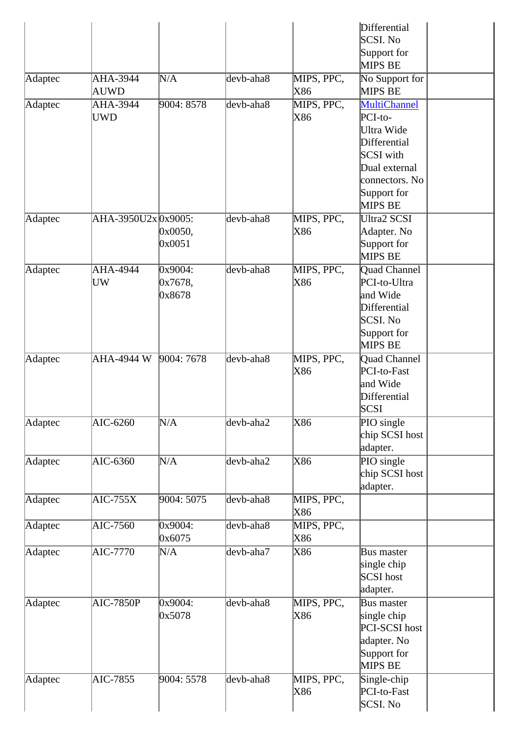| | | | | | | |
|---|---|---|---|---|---|---|
| | | | | | Differential SCSI. No Support for MIPS BE | |
| Adaptec | AHA-3944 AUWD | N/A | devb-aha8 | MIPS, PPC, X86 | No Support for MIPS BE | |
| Adaptec | AHA-3944 UWD | 9004: 8578 | devb-aha8 | MIPS, PPC, X86 | MultiChannel PCI-to-Ultra Wide Differential SCSI with Dual external connectors. No Support for MIPS BE | |
| Adaptec | AHA-3950U2x | 0x9005: 0x0050, 0x0051 | devb-aha8 | MIPS, PPC, X86 | Ultra2 SCSI Adapter. No Support for MIPS BE | |
| Adaptec | AHA-4944 UW | 0x9004: 0x7678, 0x8678 | devb-aha8 | MIPS, PPC, X86 | Quad Channel PCI-to-Ultra and Wide Differential SCSI. No Support for MIPS BE | |
| Adaptec | AHA-4944 W | 9004: 7678 | devb-aha8 | MIPS, PPC, X86 | Quad Channel PCI-to-Fast and Wide Differential SCSI | |
| Adaptec | AIC-6260 | N/A | devb-aha2 | X86 | PIO single chip SCSI host adapter. | |
| Adaptec | AIC-6360 | N/A | devb-aha2 | X86 | PIO single chip SCSI host adapter. | |
| Adaptec | AIC-755X | 9004: 5075 | devb-aha8 | MIPS, PPC, X86 | | |
| Adaptec | AIC-7560 | 0x9004: 0x6075 | devb-aha8 | MIPS, PPC, X86 | | |
| Adaptec | AIC-7770 | N/A | devb-aha7 | X86 | Bus master single chip SCSI host adapter. | |
| Adaptec | AIC-7850P | 0x9004: 0x5078 | devb-aha8 | MIPS, PPC, X86 | Bus master single chip PCI-SCSI host adapter. No Support for MIPS BE | |
| Adaptec | AIC-7855 | 9004: 5578 | devb-aha8 | MIPS, PPC, X86 | Single-chip PCI-to-Fast SCSI. No | |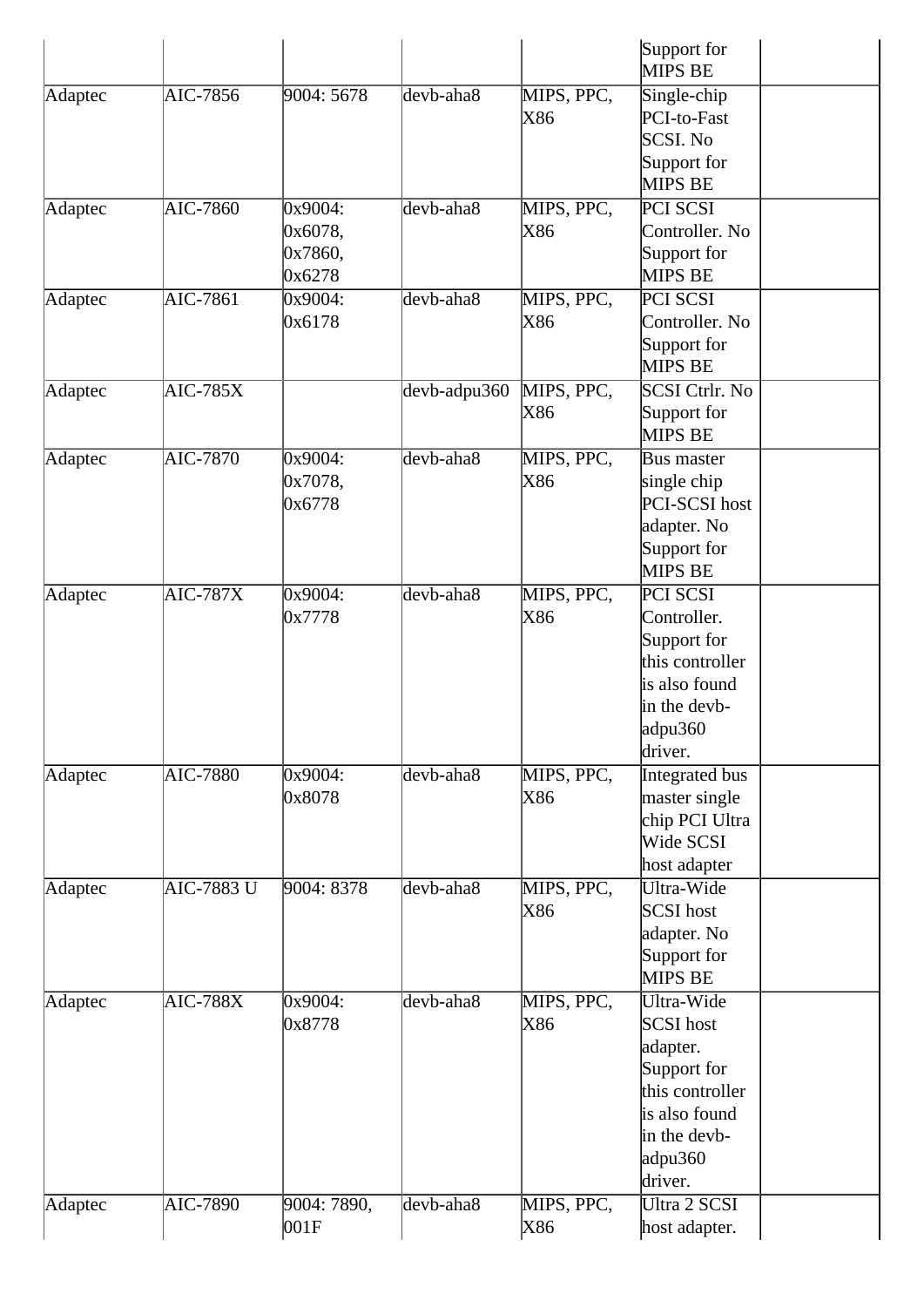| | | | | | Support for MIPS BE | |
|---|---|---|---|---|---|---|
| Adaptec | AIC-7856 | 9004: 5678 | devb-aha8 | MIPS, PPC, X86 | Single-chip PCI-to-Fast SCSI. No Support for MIPS BE | |
| Adaptec | AIC-7860 | 0x9004: 0x6078, 0x7860, 0x6278 | devb-aha8 | MIPS, PPC, X86 | PCI SCSI Controller. No Support for MIPS BE | |
| Adaptec | AIC-7861 | 0x9004: 0x6178 | devb-aha8 | MIPS, PPC, X86 | PCI SCSI Controller. No Support for MIPS BE | |
| Adaptec | AIC-785X | | devb-adpu360 | MIPS, PPC, X86 | SCSI Ctrlr. No Support for MIPS BE | |
| Adaptec | AIC-7870 | 0x9004: 0x7078, 0x6778 | devb-aha8 | MIPS, PPC, X86 | Bus master single chip PCI-SCSI host adapter. No Support for MIPS BE | |
| Adaptec | AIC-787X | 0x9004: 0x7778 | devb-aha8 | MIPS, PPC, X86 | PCI SCSI Controller. Support for this controller is also found in the devb-adpu360 driver. | |
| Adaptec | AIC-7880 | 0x9004: 0x8078 | devb-aha8 | MIPS, PPC, X86 | Integrated bus master single chip PCI Ultra Wide SCSI host adapter | |
| Adaptec | AIC-7883 U | 9004: 8378 | devb-aha8 | MIPS, PPC, X86 | Ultra-Wide SCSI host adapter. No Support for MIPS BE | |
| Adaptec | AIC-788X | 0x9004: 0x8778 | devb-aha8 | MIPS, PPC, X86 | Ultra-Wide SCSI host adapter. Support for this controller is also found in the devb-adpu360 driver. | |
| Adaptec | AIC-7890 | 9004: 7890, 001F | devb-aha8 | MIPS, PPC, X86 | Ultra 2 SCSI host adapter. | |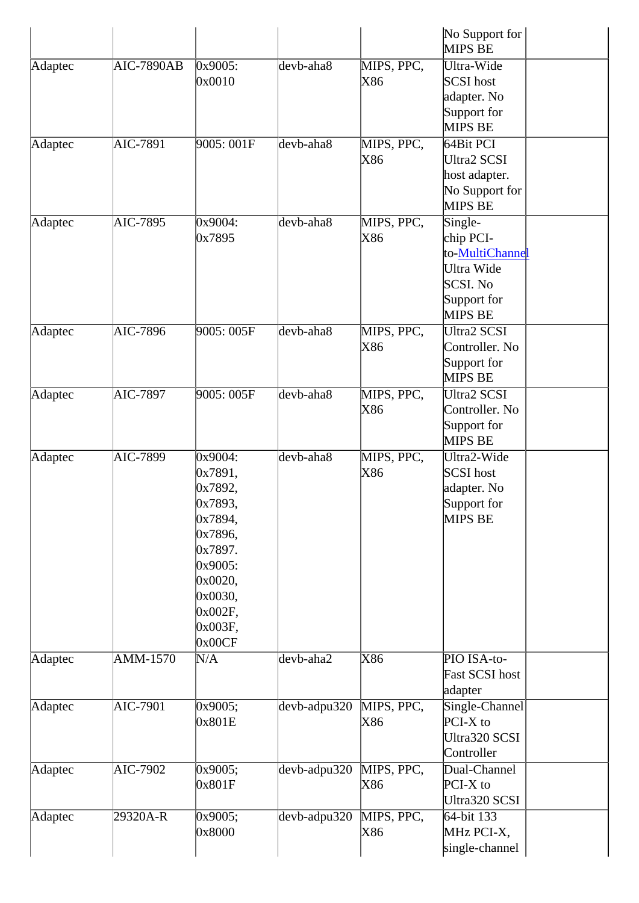| | | | | | | |
|---|---|---|---|---|---|---|
| | | | | | No Support for MIPS BE | |
| Adaptec | AIC-7890AB | 0x9005: 0x0010 | devb-aha8 | MIPS, PPC, X86 | Ultra-Wide SCSI host adapter. No Support for MIPS BE | |
| Adaptec | AIC-7891 | 9005: 001F | devb-aha8 | MIPS, PPC, X86 | 64Bit PCI Ultra2 SCSI host adapter. No Support for MIPS BE | |
| Adaptec | AIC-7895 | 0x9004: 0x7895 | devb-aha8 | MIPS, PPC, X86 | Single-chip PCI-to-MultiChannel Ultra Wide SCSI. No Support for MIPS BE | |
| Adaptec | AIC-7896 | 9005: 005F | devb-aha8 | MIPS, PPC, X86 | Ultra2 SCSI Controller. No Support for MIPS BE | |
| Adaptec | AIC-7897 | 9005: 005F | devb-aha8 | MIPS, PPC, X86 | Ultra2 SCSI Controller. No Support for MIPS BE | |
| Adaptec | AIC-7899 | 0x9004: 0x7891, 0x7892, 0x7893, 0x7894, 0x7896, 0x7897. 0x9005: 0x0020, 0x0030, 0x002F, 0x003F, 0x00CF | devb-aha8 | MIPS, PPC, X86 | Ultra2-Wide SCSI host adapter. No Support for MIPS BE | |
| Adaptec | AMM-1570 | N/A | devb-aha2 | X86 | PIO ISA-to-Fast SCSI host adapter | |
| Adaptec | AIC-7901 | 0x9005; 0x801E | devb-adpu320 | MIPS, PPC, X86 | Single-Channel PCI-X to Ultra320 SCSI Controller | |
| Adaptec | AIC-7902 | 0x9005; 0x801F | devb-adpu320 | MIPS, PPC, X86 | Dual-Channel PCI-X to Ultra320 SCSI | |
| Adaptec | 29320A-R | 0x9005; 0x8000 | devb-adpu320 | MIPS, PPC, X86 | 64-bit 133 MHz PCI-X, single-channel | |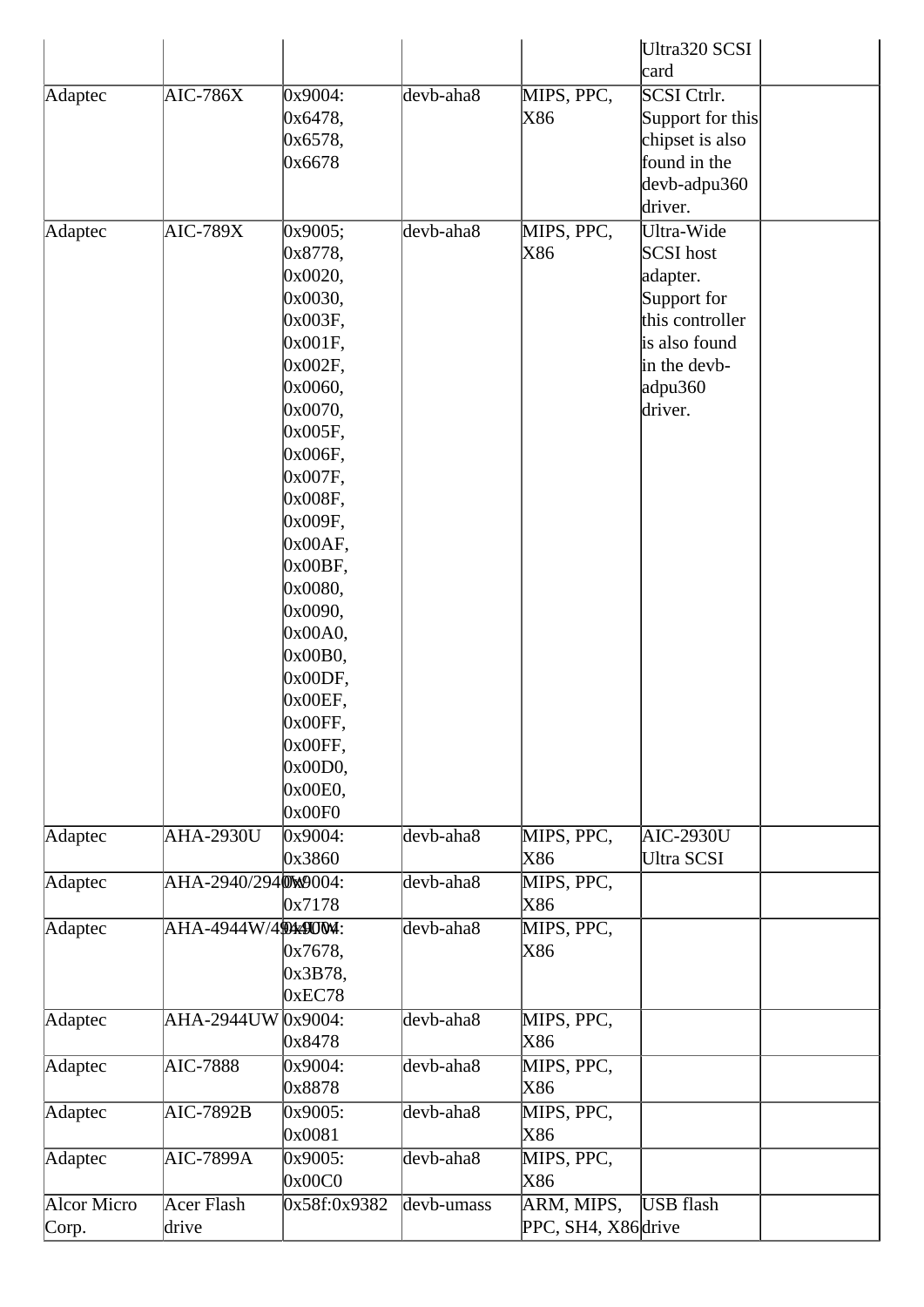| | | | | | | |
|---|---|---|---|---|---|---|
| | | | | | Ultra320 SCSI card | |
| Adaptec | AIC-786X | 0x9004: 0x6478, 0x6578, 0x6678 | devb-aha8 | MIPS, PPC, X86 | SCSI Ctrlr. Support for this chipset is also found in the devb-adpu360 driver. | |
| Adaptec | AIC-789X | 0x9005; 0x8778, 0x0020, 0x0030, 0x003F, 0x001F, 0x002F, 0x0060, 0x0070, 0x005F, 0x006F, 0x007F, 0x008F, 0x009F, 0x00AF, 0x00BF, 0x0080, 0x0090, 0x00A0, 0x00B0, 0x00DF, 0x00EF, 0x00FF, 0x00FF, 0x00D0, 0x00E0, 0x00F0 | devb-aha8 | MIPS, PPC, X86 | Ultra-Wide SCSI host adapter. Support for this controller is also found in the devb-adpu360 driver. | |
| Adaptec | AHA-2930U | 0x9004: 0x3860 | devb-aha8 | MIPS, PPC, X86 | AIC-2930U Ultra SCSI | |
| Adaptec | AHA-2940/2940W | 0x9004: 0x7178 | devb-aha8 | MIPS, PPC, X86 | | |
| Adaptec | AHA-4944W/4944UW | 0x9004: 0x7678, 0x3B78, 0xEC78 | devb-aha8 | MIPS, PPC, X86 | | |
| Adaptec | AHA-2944UW | 0x9004: 0x8478 | devb-aha8 | MIPS, PPC, X86 | | |
| Adaptec | AIC-7888 | 0x9004: 0x8878 | devb-aha8 | MIPS, PPC, X86 | | |
| Adaptec | AIC-7892B | 0x9005: 0x0081 | devb-aha8 | MIPS, PPC, X86 | | |
| Adaptec | AIC-7899A | 0x9005: 0x00C0 | devb-aha8 | MIPS, PPC, X86 | | |
| Alcor Micro Corp. | Acer Flash drive | 0x58f:0x9382 | devb-umass | ARM, MIPS, PPC, SH4, X86 | USB flash drive | |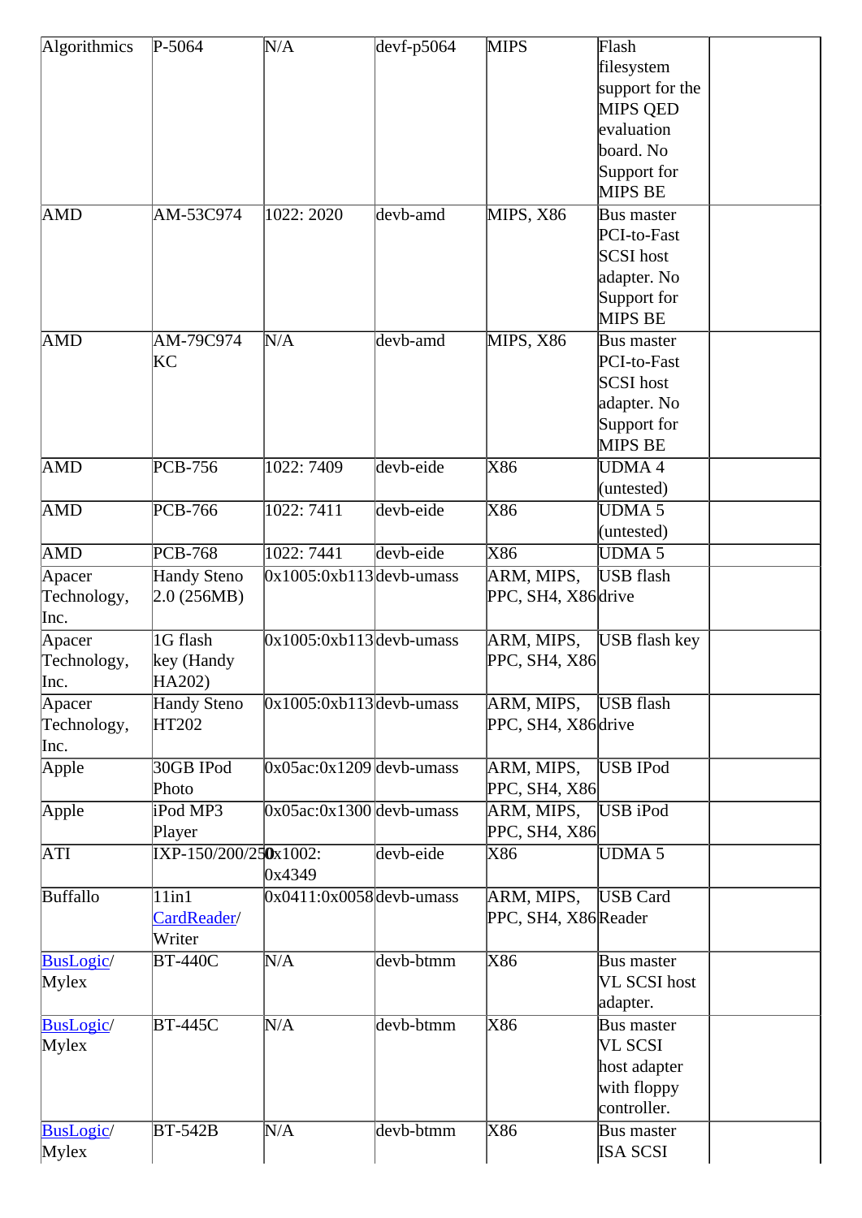| | | | | | | |
|---|---|---|---|---|---|---|
| Algorithmics | P-5064 | N/A | devf-p5064 | MIPS | Flash filesystem support for the MIPS QED evaluation board. No Support for MIPS BE | |
| AMD | AM-53C974 | 1022: 2020 | devb-amd | MIPS, X86 | Bus master PCI-to-Fast SCSI host adapter. No Support for MIPS BE | |
| AMD | AM-79C974 KC | N/A | devb-amd | MIPS, X86 | Bus master PCI-to-Fast SCSI host adapter. No Support for MIPS BE | |
| AMD | PCB-756 | 1022: 7409 | devb-eide | X86 | UDMA 4 (untested) | |
| AMD | PCB-766 | 1022: 7411 | devb-eide | X86 | UDMA 5 (untested) | |
| AMD | PCB-768 | 1022: 7441 | devb-eide | X86 | UDMA 5 | |
| Apacer Technology, Inc. | Handy Steno 2.0 (256MB) | 0x1005:0xb113 | devb-umass | ARM, MIPS, PPC, SH4, X86 | USB flash drive | |
| Apacer Technology, Inc. | 1G flash key (Handy HA202) | 0x1005:0xb113 | devb-umass | ARM, MIPS, PPC, SH4, X86 | USB flash key | |
| Apacer Technology, Inc. | Handy Steno HT202 | 0x1005:0xb113 | devb-umass | ARM, MIPS, PPC, SH4, X86 | USB flash drive | |
| Apple | 30GB IPod Photo | 0x05ac:0x1209 | devb-umass | ARM, MIPS, PPC, SH4, X86 | USB IPod | |
| Apple | iPod MP3 Player | 0x05ac:0x1300 | devb-umass | ARM, MIPS, PPC, SH4, X86 | USB iPod | |
| ATI | IXP-150/200/250 | 0x1002: 0x4349 | devb-eide | X86 | UDMA 5 | |
| Buffallo | 11in1 CardReader/ Writer | 0x0411:0x0058 | devb-umass | ARM, MIPS, PPC, SH4, X86 | USB Card Reader | |
| BusLogic/ Mylex | BT-440C | N/A | devb-btmm | X86 | Bus master VL SCSI host adapter. | |
| BusLogic/ Mylex | BT-445C | N/A | devb-btmm | X86 | Bus master VL SCSI host adapter with floppy controller. | |
| BusLogic/ Mylex | BT-542B | N/A | devb-btmm | X86 | Bus master ISA SCSI | |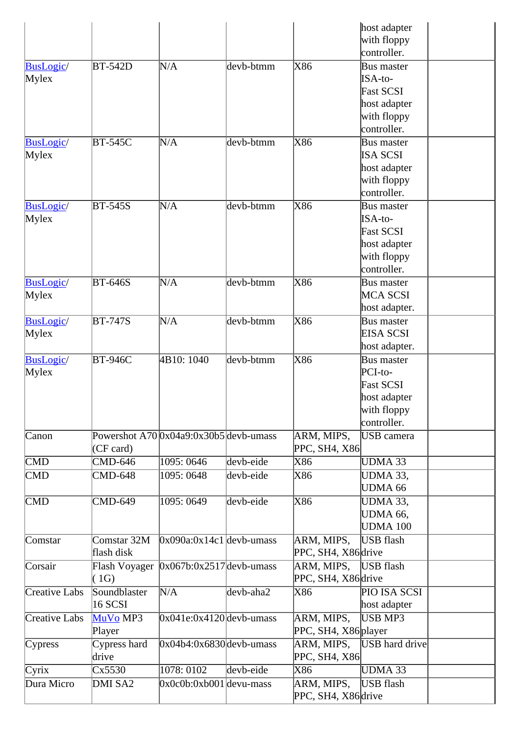| | | | | | | |
|---|---|---|---|---|---|---|
| | | | | | host adapter with floppy controller. | |
| BusLogic/ Mylex | BT-542D | N/A | devb-btmm | X86 | Bus master ISA-to-Fast SCSI host adapter with floppy controller. | |
| BusLogic/ Mylex | BT-545C | N/A | devb-btmm | X86 | Bus master ISA SCSI host adapter with floppy controller. | |
| BusLogic/ Mylex | BT-545S | N/A | devb-btmm | X86 | Bus master ISA-to-Fast SCSI host adapter with floppy controller. | |
| BusLogic/ Mylex | BT-646S | N/A | devb-btmm | X86 | Bus master MCA SCSI host adapter. | |
| BusLogic/ Mylex | BT-747S | N/A | devb-btmm | X86 | Bus master EISA SCSI host adapter. | |
| BusLogic/ Mylex | BT-946C | 4B10: 1040 | devb-btmm | X86 | Bus master PCI-to-Fast SCSI host adapter with floppy controller. | |
| Canon | Powershot A70 (CF card) | 0x04a9:0x30b5 | devb-umass | ARM, MIPS, PPC, SH4, X86 | USB camera | |
| CMD | CMD-646 | 1095: 0646 | devb-eide | X86 | UDMA 33 | |
| CMD | CMD-648 | 1095: 0648 | devb-eide | X86 | UDMA 33, UDMA 66 | |
| CMD | CMD-649 | 1095: 0649 | devb-eide | X86 | UDMA 33, UDMA 66, UDMA 100 | |
| Comstar | Comstar 32M flash disk | 0x090a:0x14c1 | devb-umass | ARM, MIPS, PPC, SH4, X86 | USB flash drive | |
| Corsair | Flash Voyager ( 1G) | 0x067b:0x2517 | devb-umass | ARM, MIPS, PPC, SH4, X86 | USB flash drive | |
| Creative Labs | Soundblaster 16 SCSI | N/A | devb-aha2 | X86 | PIO ISA SCSI host adapter | |
| Creative Labs | MuVo MP3 Player | 0x041e:0x4120 | devb-umass | ARM, MIPS, PPC, SH4, X86 | USB MP3 player | |
| Cypress | Cypress hard drive | 0x04b4:0x6830 | devb-umass | ARM, MIPS, PPC, SH4, X86 | USB hard drive | |
| Cyrix | Cx5530 | 1078: 0102 | devb-eide | X86 | UDMA 33 | |
| Dura Micro | DMI SA2 | 0x0c0b:0xb001 | devu-mass | ARM, MIPS, PPC, SH4, X86 | USB flash drive | |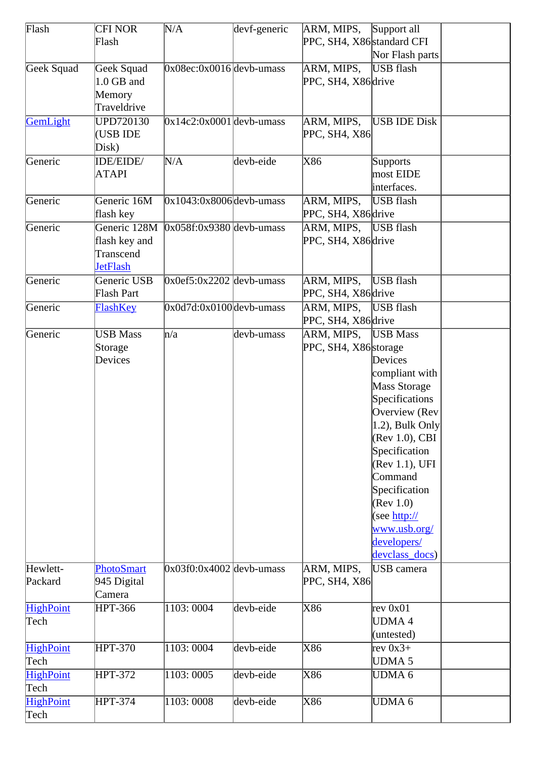| Flash | CFI NOR Flash | N/A | devf-generic | ARM, MIPS, PPC, SH4, X86 | Support all standard CFI Nor Flash parts | |
|---|---|---|---|---|---|---|
| Geek Squad | Geek Squad 1.0 GB and Memory Traveldrive | 0x08ec:0x0016 | devb-umass | ARM, MIPS, PPC, SH4, X86 | USB flash drive | |
| GemLight | UPD720130 (USB IDE Disk) | 0x14c2:0x0001 | devb-umass | ARM, MIPS, PPC, SH4, X86 | USB IDE Disk | |
| Generic | IDE/EIDE/ATAPI | N/A | devb-eide | X86 | Supports most EIDE interfaces. | |
| Generic | Generic 16M flash key | 0x1043:0x8006 | devb-umass | ARM, MIPS, PPC, SH4, X86 | USB flash drive | |
| Generic | Generic 128M flash key and Transcend JetFlash | 0x058f:0x9380 | devb-umass | ARM, MIPS, PPC, SH4, X86 | USB flash drive | |
| Generic | Generic USB Flash Part | 0x0ef5:0x2202 | devb-umass | ARM, MIPS, PPC, SH4, X86 | USB flash drive | |
| Generic | FlashKey | 0x0d7d:0x0100 | devb-umass | ARM, MIPS, PPC, SH4, X86 | USB flash drive | |
| Generic | USB Mass Storage Devices | n/a | devb-umass | ARM, MIPS, PPC, SH4, X86 | USB Mass storage Devices compliant with Mass Storage Specifications Overview (Rev 1.2), Bulk Only (Rev 1.0), CBI Specification (Rev 1.1), UFI Command Specification (Rev 1.0) (see http://www.usb.org/developers/devclass_docs) | |
| Hewlett-Packard | PhotoSmart 945 Digital Camera | 0x03f0:0x4002 | devb-umass | ARM, MIPS, PPC, SH4, X86 | USB camera | |
| HighPoint Tech | HPT-366 | 1103: 0004 | devb-eide | X86 | rev 0x01 UDMA 4 (untested) | |
| HighPoint Tech | HPT-370 | 1103: 0004 | devb-eide | X86 | rev 0x3+ UDMA 5 | |
| HighPoint Tech | HPT-372 | 1103: 0005 | devb-eide | X86 | UDMA 6 | |
| HighPoint Tech | HPT-374 | 1103: 0008 | devb-eide | X86 | UDMA 6 | |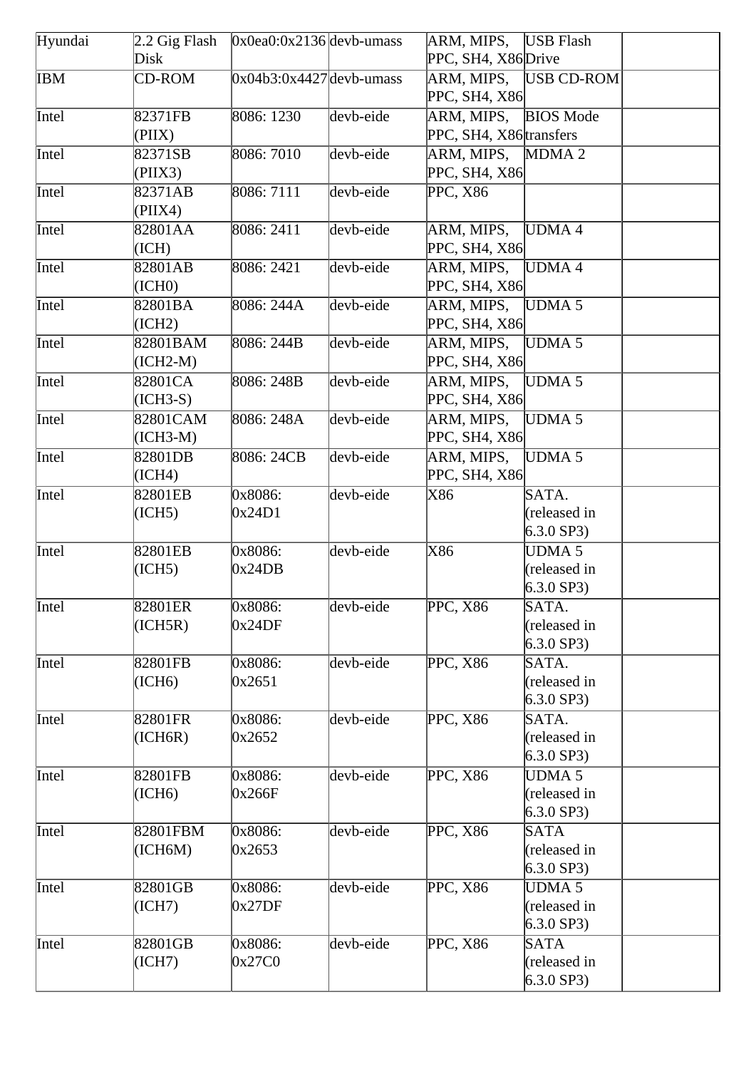| Hyundai | 2.2 Gig Flash Disk | 0x0ea0:0x2136 | devb-umass | ARM, MIPS, PPC, SH4, X86 | USB Flash Drive | |
|---|---|---|---|---|---|---|
| IBM | CD-ROM | 0x04b3:0x4427 | devb-umass | ARM, MIPS, PPC, SH4, X86 | USB CD-ROM | |
| Intel | 82371FB (PIIX) | 8086: 1230 | devb-eide | ARM, MIPS, PPC, SH4, X86 | BIOS Mode transfers | |
| Intel | 82371SB (PIIX3) | 8086: 7010 | devb-eide | ARM, MIPS, PPC, SH4, X86 | MDMA 2 | |
| Intel | 82371AB (PIIX4) | 8086: 7111 | devb-eide | PPC, X86 | | |
| Intel | 82801AA (ICH) | 8086: 2411 | devb-eide | ARM, MIPS, PPC, SH4, X86 | UDMA 4 | |
| Intel | 82801AB (ICH0) | 8086: 2421 | devb-eide | ARM, MIPS, PPC, SH4, X86 | UDMA 4 | |
| Intel | 82801BA (ICH2) | 8086: 244A | devb-eide | ARM, MIPS, PPC, SH4, X86 | UDMA 5 | |
| Intel | 82801BAM (ICH2-M) | 8086: 244B | devb-eide | ARM, MIPS, PPC, SH4, X86 | UDMA 5 | |
| Intel | 82801CA (ICH3-S) | 8086: 248B | devb-eide | ARM, MIPS, PPC, SH4, X86 | UDMA 5 | |
| Intel | 82801CAM (ICH3-M) | 8086: 248A | devb-eide | ARM, MIPS, PPC, SH4, X86 | UDMA 5 | |
| Intel | 82801DB (ICH4) | 8086: 24CB | devb-eide | ARM, MIPS, PPC, SH4, X86 | UDMA 5 | |
| Intel | 82801EB (ICH5) | 0x8086: 0x24D1 | devb-eide | X86 | SATA. (released in 6.3.0 SP3) | |
| Intel | 82801EB (ICH5) | 0x8086: 0x24DB | devb-eide | X86 | UDMA 5 (released in 6.3.0 SP3) | |
| Intel | 82801ER (ICH5R) | 0x8086: 0x24DF | devb-eide | PPC, X86 | SATA. (released in 6.3.0 SP3) | |
| Intel | 82801FB (ICH6) | 0x8086: 0x2651 | devb-eide | PPC, X86 | SATA. (released in 6.3.0 SP3) | |
| Intel | 82801FR (ICH6R) | 0x8086: 0x2652 | devb-eide | PPC, X86 | SATA. (released in 6.3.0 SP3) | |
| Intel | 82801FB (ICH6) | 0x8086: 0x266F | devb-eide | PPC, X86 | UDMA 5 (released in 6.3.0 SP3) | |
| Intel | 82801FBM (ICH6M) | 0x8086: 0x2653 | devb-eide | PPC, X86 | SATA (released in 6.3.0 SP3) | |
| Intel | 82801GB (ICH7) | 0x8086: 0x27DF | devb-eide | PPC, X86 | UDMA 5 (released in 6.3.0 SP3) | |
| Intel | 82801GB (ICH7) | 0x8086: 0x27C0 | devb-eide | PPC, X86 | SATA (released in 6.3.0 SP3) | |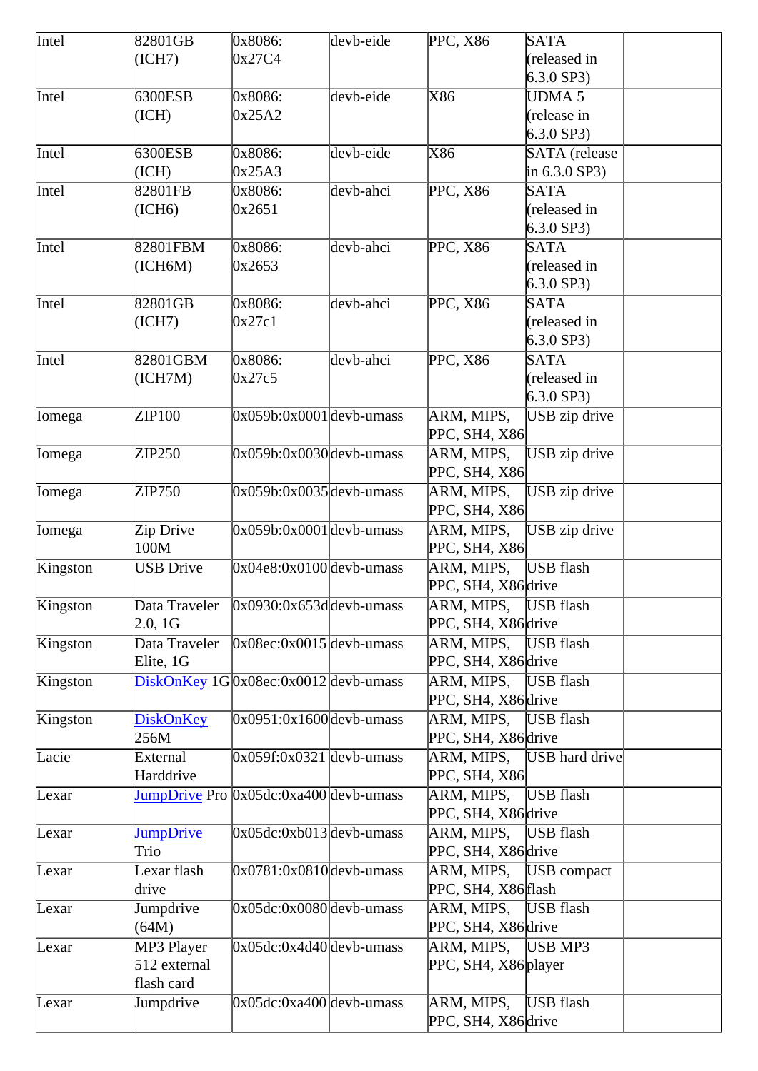| Intel | 82801GB (ICH7) | 0x8086: 0x27C4 | devb-eide | PPC, X86 | SATA (released in 6.3.0 SP3) | |
|---|---|---|---|---|---|---|
| Intel | 6300ESB (ICH) | 0x8086: 0x25A2 | devb-eide | X86 | UDMA 5 (release in 6.3.0 SP3) | |
| Intel | 6300ESB (ICH) | 0x8086: 0x25A3 | devb-eide | X86 | SATA (release in 6.3.0 SP3) | |
| Intel | 82801FB (ICH6) | 0x8086: 0x2651 | devb-ahci | PPC, X86 | SATA (released in 6.3.0 SP3) | |
| Intel | 82801FBM (ICH6M) | 0x8086: 0x2653 | devb-ahci | PPC, X86 | SATA (released in 6.3.0 SP3) | |
| Intel | 82801GB (ICH7) | 0x8086: 0x27c1 | devb-ahci | PPC, X86 | SATA (released in 6.3.0 SP3) | |
| Intel | 82801GBM (ICH7M) | 0x8086: 0x27c5 | devb-ahci | PPC, X86 | SATA (released in 6.3.0 SP3) | |
| Iomega | ZIP100 | 0x059b:0x0001 | devb-umass | ARM, MIPS, PPC, SH4, X86 | USB zip drive | |
| Iomega | ZIP250 | 0x059b:0x0030 | devb-umass | ARM, MIPS, PPC, SH4, X86 | USB zip drive | |
| Iomega | ZIP750 | 0x059b:0x0035 | devb-umass | ARM, MIPS, PPC, SH4, X86 | USB zip drive | |
| Iomega | Zip Drive 100M | 0x059b:0x0001 | devb-umass | ARM, MIPS, PPC, SH4, X86 | USB zip drive | |
| Kingston | USB Drive | 0x04e8:0x0100 | devb-umass | ARM, MIPS, PPC, SH4, X86 | USB flash drive | |
| Kingston | Data Traveler 2.0, 1G | 0x0930:0x653d | devb-umass | ARM, MIPS, PPC, SH4, X86 | USB flash drive | |
| Kingston | Data Traveler Elite, 1G | 0x08ec:0x0015 | devb-umass | ARM, MIPS, PPC, SH4, X86 | USB flash drive | |
| Kingston | DiskOnKey 1G | 0x08ec:0x0012 | devb-umass | ARM, MIPS, PPC, SH4, X86 | USB flash drive | |
| Kingston | DiskOnKey 256M | 0x0951:0x1600 | devb-umass | ARM, MIPS, PPC, SH4, X86 | USB flash drive | |
| Lacie | External Harddrive | 0x059f:0x0321 | devb-umass | ARM, MIPS, PPC, SH4, X86 | USB hard drive | |
| Lexar | JumpDrive Pro | 0x05dc:0xa400 | devb-umass | ARM, MIPS, PPC, SH4, X86 | USB flash drive | |
| Lexar | JumpDrive Trio | 0x05dc:0xb013 | devb-umass | ARM, MIPS, PPC, SH4, X86 | USB flash drive | |
| Lexar | Lexar flash drive | 0x0781:0x0810 | devb-umass | ARM, MIPS, PPC, SH4, X86 | USB compact flash | |
| Lexar | Jumpdrive (64M) | 0x05dc:0x0080 | devb-umass | ARM, MIPS, PPC, SH4, X86 | USB flash drive | |
| Lexar | MP3 Player 512 external flash card | 0x05dc:0x4d40 | devb-umass | ARM, MIPS, PPC, SH4, X86 | USB MP3 player | |
| Lexar | Jumpdrive | 0x05dc:0xa400 | devb-umass | ARM, MIPS, PPC, SH4, X86 | USB flash drive | |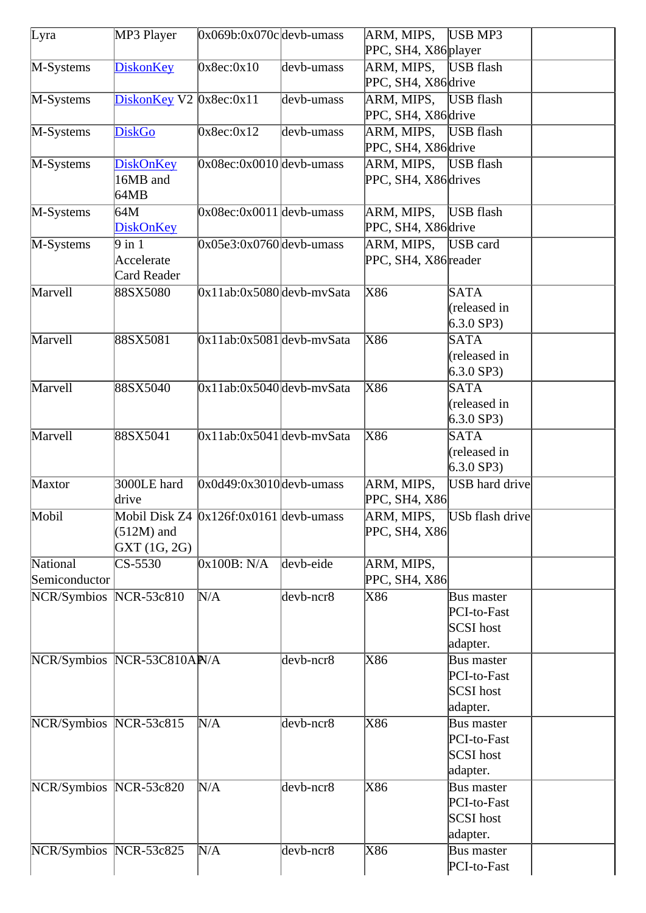| Lyra | MP3 Player | 0x069b:0x070c | devb-umass | ARM, MIPS, PPC, SH4, X86 | USB MP3 player | |
|---|---|---|---|---|---|---|
| M-Systems | DiskonKey | 0x8ec:0x10 | devb-umass | ARM, MIPS, PPC, SH4, X86 | USB flash drive | |
| M-Systems | DiskonKey V2 | 0x8ec:0x11 | devb-umass | ARM, MIPS, PPC, SH4, X86 | USB flash drive | |
| M-Systems | DiskGo | 0x8ec:0x12 | devb-umass | ARM, MIPS, PPC, SH4, X86 | USB flash drive | |
| M-Systems | DiskOnKey 16MB and 64MB | 0x08ec:0x0010 | devb-umass | ARM, MIPS, PPC, SH4, X86 | USB flash drives | |
| M-Systems | 64M DiskOnKey | 0x08ec:0x0011 | devb-umass | ARM, MIPS, PPC, SH4, X86 | USB flash drive | |
| M-Systems | 9 in 1 Accelerate Card Reader | 0x05e3:0x0760 | devb-umass | ARM, MIPS, PPC, SH4, X86 | USB card reader | |
| Marvell | 88SX5080 | 0x11ab:0x5080 | devb-mvSata | X86 | SATA (released in 6.3.0 SP3) | |
| Marvell | 88SX5081 | 0x11ab:0x5081 | devb-mvSata | X86 | SATA (released in 6.3.0 SP3) | |
| Marvell | 88SX5040 | 0x11ab:0x5040 | devb-mvSata | X86 | SATA (released in 6.3.0 SP3) | |
| Marvell | 88SX5041 | 0x11ab:0x5041 | devb-mvSata | X86 | SATA (released in 6.3.0 SP3) | |
| Maxtor | 3000LE hard drive | 0x0d49:0x3010 | devb-umass | ARM, MIPS, PPC, SH4, X86 | USB hard drive | |
| Mobil | Mobil Disk Z4 (512M) and GXT (1G, 2G) | 0x126f:0x0161 | devb-umass | ARM, MIPS, PPC, SH4, X86 | USb flash drive | |
| National Semiconductor | CS-5530 | 0x100B: N/A | devb-eide | ARM, MIPS, PPC, SH4, X86 | | |
| NCR/Symbios | NCR-53c810 | N/A | devb-ncr8 | X86 | Bus master PCI-to-Fast SCSI host adapter. | |
| NCR/Symbios | NCR-53C810AP | N/A | devb-ncr8 | X86 | Bus master PCI-to-Fast SCSI host adapter. | |
| NCR/Symbios | NCR-53c815 | N/A | devb-ncr8 | X86 | Bus master PCI-to-Fast SCSI host adapter. | |
| NCR/Symbios | NCR-53c820 | N/A | devb-ncr8 | X86 | Bus master PCI-to-Fast SCSI host adapter. | |
| NCR/Symbios | NCR-53c825 | N/A | devb-ncr8 | X86 | Bus master PCI-to-Fast | |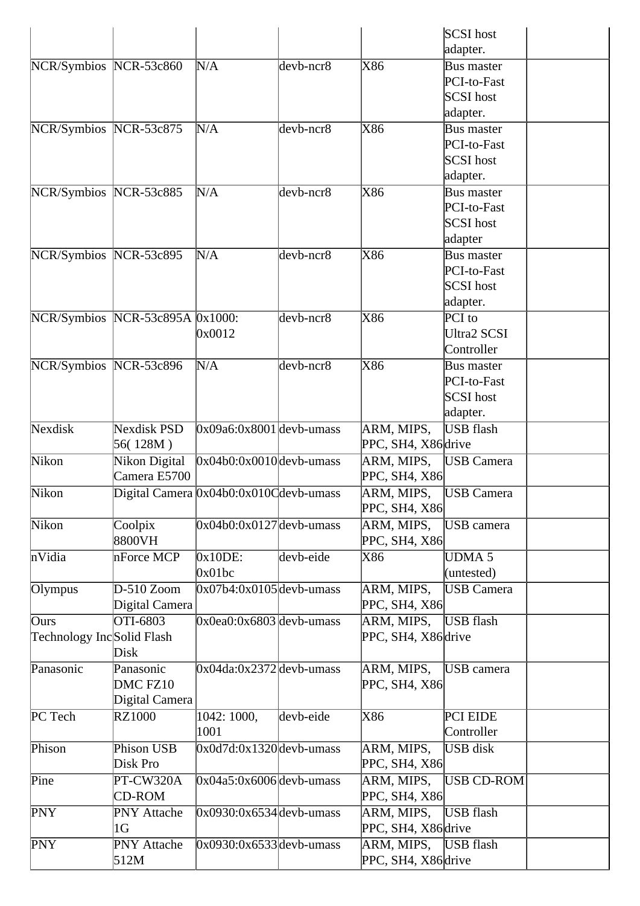| | | | | | | |
|---|---|---|---|---|---|---|
| | | | | | SCSI host adapter. | |
| NCR/Symbios | NCR-53c860 | N/A | devb-ncr8 | X86 | Bus master PCI-to-Fast SCSI host adapter. | |
| NCR/Symbios | NCR-53c875 | N/A | devb-ncr8 | X86 | Bus master PCI-to-Fast SCSI host adapter. | |
| NCR/Symbios | NCR-53c885 | N/A | devb-ncr8 | X86 | Bus master PCI-to-Fast SCSI host adapter | |
| NCR/Symbios | NCR-53c895 | N/A | devb-ncr8 | X86 | Bus master PCI-to-Fast SCSI host adapter. | |
| NCR/Symbios | NCR-53c895A | 0x1000: 0x0012 | devb-ncr8 | X86 | PCI to Ultra2 SCSI Controller | |
| NCR/Symbios | NCR-53c896 | N/A | devb-ncr8 | X86 | Bus master PCI-to-Fast SCSI host adapter. | |
| Nexdisk | Nexdisk PSD 56( 128M ) | 0x09a6:0x8001 | devb-umass | ARM, MIPS, PPC, SH4, X86 | USB flash drive | |
| Nikon | Nikon Digital Camera E5700 | 0x04b0:0x0010 | devb-umass | ARM, MIPS, PPC, SH4, X86 | USB Camera | |
| Nikon | Digital Camera | 0x04b0:0x010C | devb-umass | ARM, MIPS, PPC, SH4, X86 | USB Camera | |
| Nikon | Coolpix 8800VH | 0x04b0:0x0127 | devb-umass | ARM, MIPS, PPC, SH4, X86 | USB camera | |
| nVidia | nForce MCP | 0x10DE: 0x01bc | devb-eide | X86 | UDMA 5 (untested) | |
| Olympus | D-510 Zoom Digital Camera | 0x07b4:0x0105 | devb-umass | ARM, MIPS, PPC, SH4, X86 | USB Camera | |
| Ours Technology Inc | OTI-6803 Solid Flash Disk | 0x0ea0:0x6803 | devb-umass | ARM, MIPS, PPC, SH4, X86 | USB flash drive | |
| Panasonic | Panasonic DMC FZ10 Digital Camera | 0x04da:0x2372 | devb-umass | ARM, MIPS, PPC, SH4, X86 | USB camera | |
| PC Tech | RZ1000 | 1042: 1000, 1001 | devb-eide | X86 | PCI EIDE Controller | |
| Phison | Phison USB Disk Pro | 0x0d7d:0x1320 | devb-umass | ARM, MIPS, PPC, SH4, X86 | USB disk | |
| Pine | PT-CW320A CD-ROM | 0x04a5:0x6006 | devb-umass | ARM, MIPS, PPC, SH4, X86 | USB CD-ROM | |
| PNY | PNY Attache 1G | 0x0930:0x6534 | devb-umass | ARM, MIPS, PPC, SH4, X86 | USB flash drive | |
| PNY | PNY Attache 512M | 0x0930:0x6533 | devb-umass | ARM, MIPS, PPC, SH4, X86 | USB flash drive | |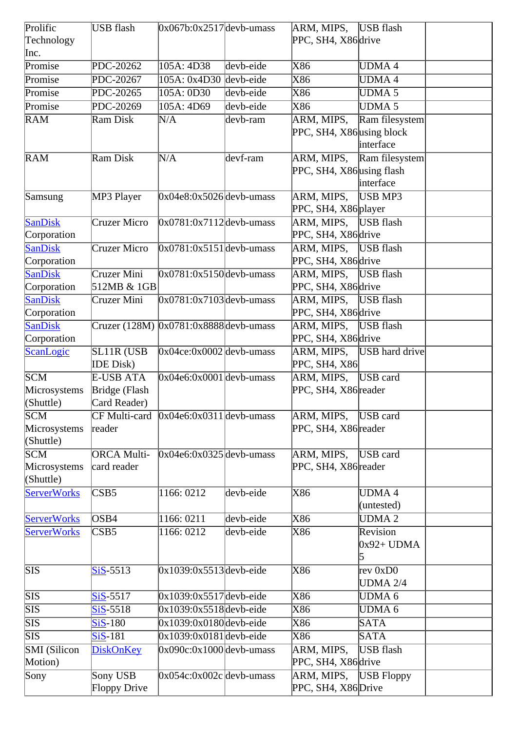| Prolific Technology Inc. | USB flash | 0x067b:0x2517 | devb-umass | ARM, MIPS, PPC, SH4, X86 | USB flash drive | |
|---|---|---|---|---|---|---|
| Promise | PDC-20262 | 105A: 4D38 | devb-eide | X86 | UDMA 4 | |
| Promise | PDC-20267 | 105A: 0x4D30 | devb-eide | X86 | UDMA 4 | |
| Promise | PDC-20265 | 105A: 0D30 | devb-eide | X86 | UDMA 5 | |
| Promise | PDC-20269 | 105A: 4D69 | devb-eide | X86 | UDMA 5 | |
| RAM | Ram Disk | N/A | devb-ram | ARM, MIPS, PPC, SH4, X86 | Ram filesystem using block interface | |
| RAM | Ram Disk | N/A | devf-ram | ARM, MIPS, PPC, SH4, X86 | Ram filesystem using flash interface | |
| Samsung | MP3 Player | 0x04e8:0x5026 | devb-umass | ARM, MIPS, PPC, SH4, X86 | USB MP3 player | |
| SanDisk Corporation | Cruzer Micro | 0x0781:0x7112 | devb-umass | ARM, MIPS, PPC, SH4, X86 | USB flash drive | |
| SanDisk Corporation | Cruzer Micro | 0x0781:0x5151 | devb-umass | ARM, MIPS, PPC, SH4, X86 | USB flash drive | |
| SanDisk Corporation | Cruzer Mini 512MB & 1GB | 0x0781:0x5150 | devb-umass | ARM, MIPS, PPC, SH4, X86 | USB flash drive | |
| SanDisk Corporation | Cruzer Mini | 0x0781:0x7103 | devb-umass | ARM, MIPS, PPC, SH4, X86 | USB flash drive | |
| SanDisk Corporation | Cruzer (128M) | 0x0781:0x8888 | devb-umass | ARM, MIPS, PPC, SH4, X86 | USB flash drive | |
| ScanLogic | SL11R (USB IDE Disk) | 0x04ce:0x0002 | devb-umass | ARM, MIPS, PPC, SH4, X86 | USB hard drive | |
| SCM Microsystems (Shuttle) | E-USB ATA Bridge (Flash Card Reader) | 0x04e6:0x0001 | devb-umass | ARM, MIPS, PPC, SH4, X86 | USB card reader | |
| SCM Microsystems (Shuttle) | CF Multi-card reader | 0x04e6:0x0311 | devb-umass | ARM, MIPS, PPC, SH4, X86 | USB card reader | |
| SCM Microsystems (Shuttle) | ORCA Multi-card reader | 0x04e6:0x0325 | devb-umass | ARM, MIPS, PPC, SH4, X86 | USB card reader | |
| ServerWorks | CSB5 | 1166: 0212 | devb-eide | X86 | UDMA 4 (untested) | |
| ServerWorks | OSB4 | 1166: 0211 | devb-eide | X86 | UDMA 2 | |
| ServerWorks | CSB5 | 1166: 0212 | devb-eide | X86 | Revision 0x92+ UDMA 5 | |
| SIS | SiS-5513 | 0x1039:0x5513 | devb-eide | X86 | rev 0xD0 UDMA 2/4 | |
| SIS | SiS-5517 | 0x1039:0x5517 | devb-eide | X86 | UDMA 6 | |
| SIS | SiS-5518 | 0x1039:0x5518 | devb-eide | X86 | UDMA 6 | |
| SIS | SiS-180 | 0x1039:0x0180 | devb-eide | X86 | SATA | |
| SIS | SiS-181 | 0x1039:0x0181 | devb-eide | X86 | SATA | |
| SMI (Silicon Motion) | DiskOnKey | 0x090c:0x1000 | devb-umass | ARM, MIPS, PPC, SH4, X86 | USB flash drive | |
| Sony | Sony USB Floppy Drive | 0x054c:0x002c | devb-umass | ARM, MIPS, PPC, SH4, X86 | USB Floppy Drive | |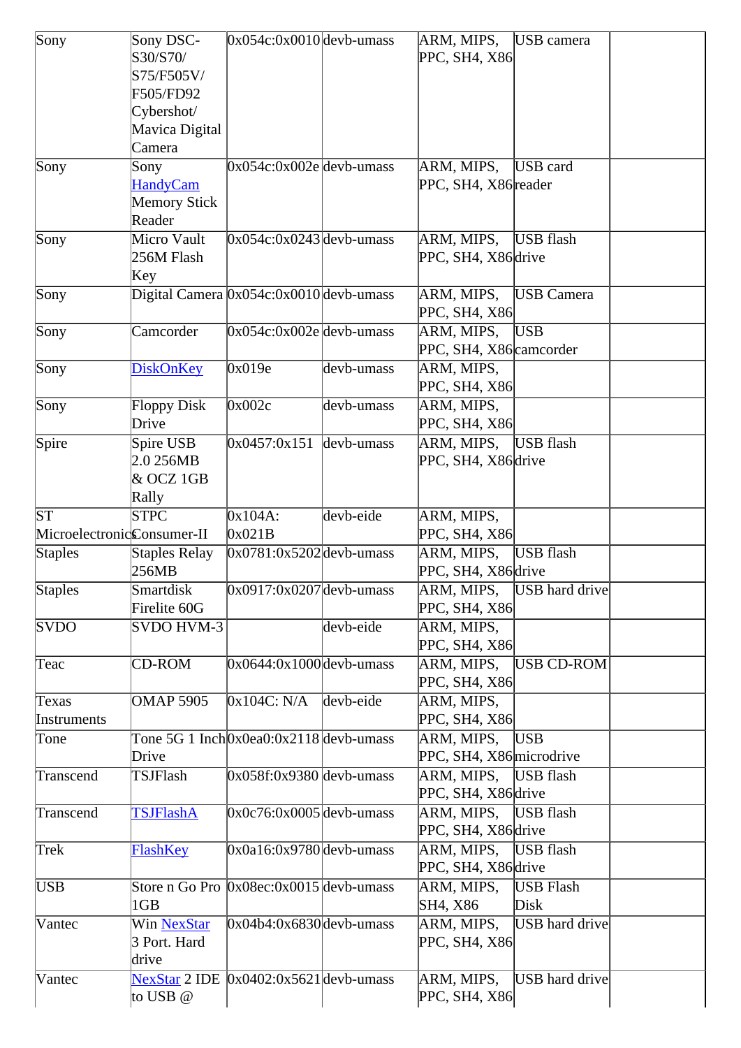| | | | | | | |
|---|---|---|---|---|---|---|
| Sony | Sony DSC-S30/S70/S75/F505V/F505/FD92 Cybershot/Mavica Digital Camera | 0x054c:0x0010 | devb-umass | ARM, MIPS, PPC, SH4, X86 | USB camera | |
| Sony | Sony HandyCam Memory Stick Reader | 0x054c:0x002e | devb-umass | ARM, MIPS, PPC, SH4, X86 | USB card reader | |
| Sony | Micro Vault 256M Flash Key | 0x054c:0x0243 | devb-umass | ARM, MIPS, PPC, SH4, X86 | USB flash drive | |
| Sony | Digital Camera | 0x054c:0x0010 | devb-umass | ARM, MIPS, PPC, SH4, X86 | USB Camera | |
| Sony | Camcorder | 0x054c:0x002e | devb-umass | ARM, MIPS, PPC, SH4, X86 | USB camcorder | |
| Sony | DiskOnKey | 0x019e | devb-umass | ARM, MIPS, PPC, SH4, X86 | | |
| Sony | Floppy Disk Drive | 0x002c | devb-umass | ARM, MIPS, PPC, SH4, X86 | | |
| Spire | Spire USB 2.0 256MB & OCZ 1GB Rally | 0x0457:0x151 | devb-umass | ARM, MIPS, PPC, SH4, X86 | USB flash drive | |
| ST Microelectronics | STPC Consumer-II | 0x104A: 0x021B | devb-eide | ARM, MIPS, PPC, SH4, X86 | | |
| Staples | Staples Relay 256MB | 0x0781:0x5202 | devb-umass | ARM, MIPS, PPC, SH4, X86 | USB flash drive | |
| Staples | Smartdisk Firelite 60G | 0x0917:0x0207 | devb-umass | ARM, MIPS, PPC, SH4, X86 | USB hard drive | |
| SVDO | SVDO HVM-3 | | devb-eide | ARM, MIPS, PPC, SH4, X86 | | |
| Teac | CD-ROM | 0x0644:0x1000 | devb-umass | ARM, MIPS, PPC, SH4, X86 | USB CD-ROM | |
| Texas Instruments | OMAP 5905 | 0x104C: N/A | devb-eide | ARM, MIPS, PPC, SH4, X86 | | |
| Tone | Tone 5G 1 Inch Drive | 0x0ea0:0x2118 | devb-umass | ARM, MIPS, PPC, SH4, X86 | USB microdrive | |
| Transcend | TSJFlash | 0x058f:0x9380 | devb-umass | ARM, MIPS, PPC, SH4, X86 | USB flash drive | |
| Transcend | TSJFlashA | 0x0c76:0x0005 | devb-umass | ARM, MIPS, PPC, SH4, X86 | USB flash drive | |
| Trek | FlashKey | 0x0a16:0x9780 | devb-umass | ARM, MIPS, PPC, SH4, X86 | USB flash drive | |
| USB | Store n Go Pro 1GB | 0x08ec:0x0015 | devb-umass | ARM, MIPS, SH4, X86 | USB Flash Disk | |
| Vantec | Win NexStar 3 Port. Hard drive | 0x04b4:0x6830 | devb-umass | ARM, MIPS, PPC, SH4, X86 | USB hard drive | |
| Vantec | NexStar 2 IDE to USB @ | 0x0402:0x5621 | devb-umass | ARM, MIPS, PPC, SH4, X86 | USB hard drive | |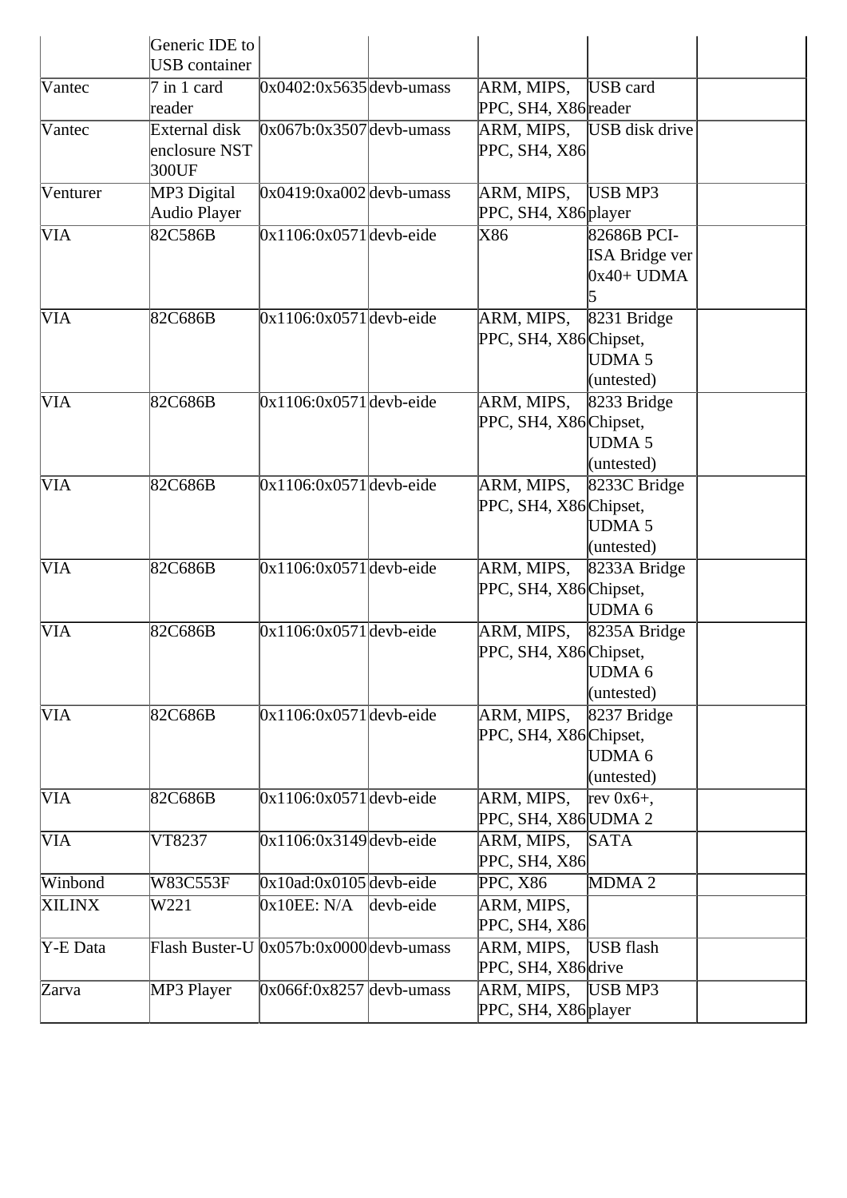| | | | | | | |
|---|---|---|---|---|---|---|
| | Generic IDE to USB container | | | | | |
| Vantec | 7 in 1 card reader | 0x0402:0x5635 | devb-umass | ARM, MIPS, PPC, SH4, X86 | USB card reader | |
| Vantec | External disk enclosure NST 300UF | 0x067b:0x3507 | devb-umass | ARM, MIPS, PPC, SH4, X86 | USB disk drive | |
| Venturer | MP3 Digital Audio Player | 0x0419:0xa002 | devb-umass | ARM, MIPS, PPC, SH4, X86 | USB MP3 player | |
| VIA | 82C586B | 0x1106:0x0571 | devb-eide | X86 | 82686B PCI-ISA Bridge ver 0x40+ UDMA 5 | |
| VIA | 82C686B | 0x1106:0x0571 | devb-eide | ARM, MIPS, PPC, SH4, X86 | 8231 Bridge Chipset, UDMA 5 (untested) | |
| VIA | 82C686B | 0x1106:0x0571 | devb-eide | ARM, MIPS, PPC, SH4, X86 | 8233 Bridge Chipset, UDMA 5 (untested) | |
| VIA | 82C686B | 0x1106:0x0571 | devb-eide | ARM, MIPS, PPC, SH4, X86 | 8233C Bridge Chipset, UDMA 5 (untested) | |
| VIA | 82C686B | 0x1106:0x0571 | devb-eide | ARM, MIPS, PPC, SH4, X86 | 8233A Bridge Chipset, UDMA 6 | |
| VIA | 82C686B | 0x1106:0x0571 | devb-eide | ARM, MIPS, PPC, SH4, X86 | 8235A Bridge Chipset, UDMA 6 (untested) | |
| VIA | 82C686B | 0x1106:0x0571 | devb-eide | ARM, MIPS, PPC, SH4, X86 | 8237 Bridge Chipset, UDMA 6 (untested) | |
| VIA | 82C686B | 0x1106:0x0571 | devb-eide | ARM, MIPS, PPC, SH4, X86 | rev 0x6+, UDMA 2 | |
| VIA | VT8237 | 0x1106:0x3149 | devb-eide | ARM, MIPS, PPC, SH4, X86 | SATA | |
| Winbond | W83C553F | 0x10ad:0x0105 | devb-eide | PPC, X86 | MDMA 2 | |
| XILINX | W221 | 0x10EE: N/A | devb-eide | ARM, MIPS, PPC, SH4, X86 | | |
| Y-E Data | Flash Buster-U | 0x057b:0x0000 | devb-umass | ARM, MIPS, PPC, SH4, X86 | USB flash drive | |
| Zarva | MP3 Player | 0x066f:0x8257 | devb-umass | ARM, MIPS, PPC, SH4, X86 | USB MP3 player | |